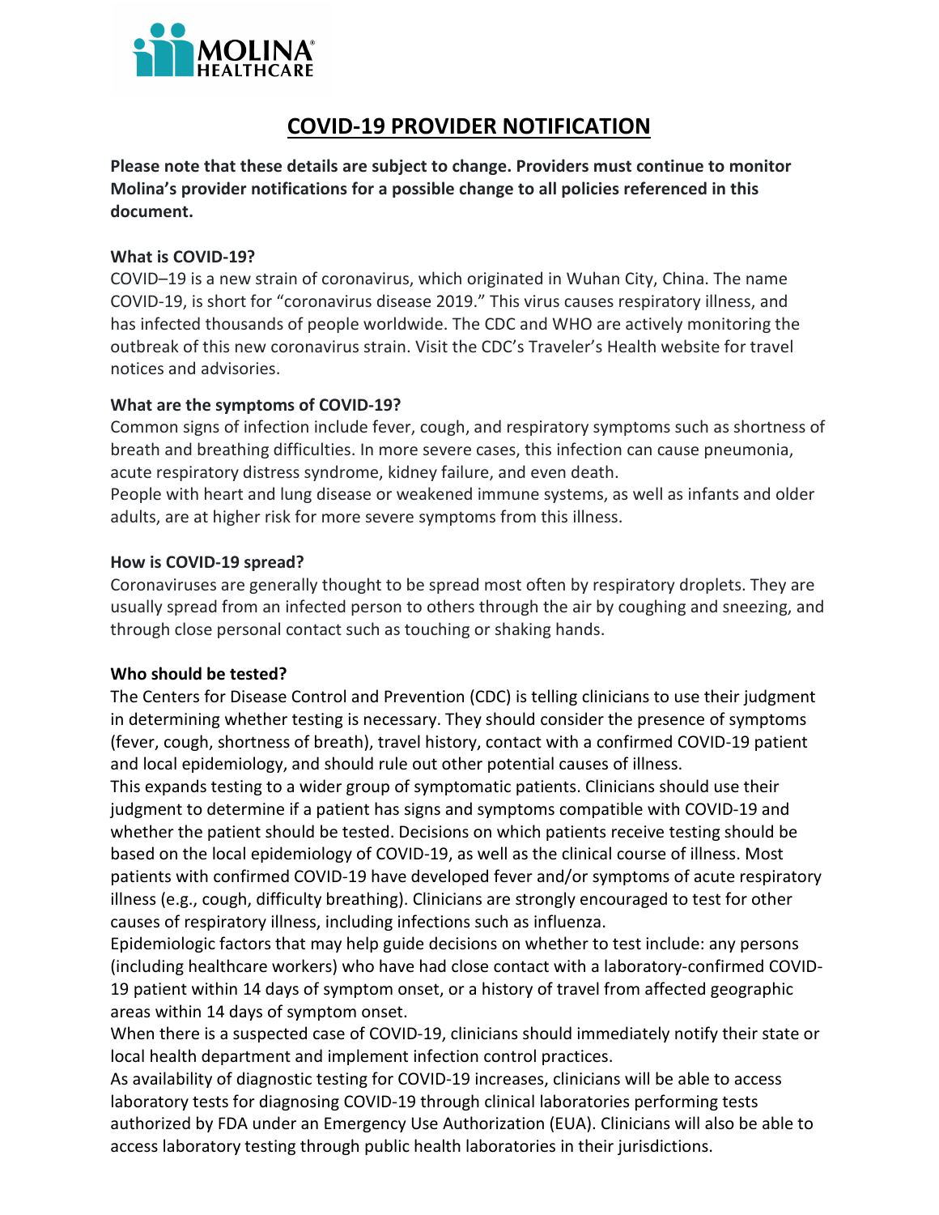# COVID-19 PROVIDER NOTIFICATION

**Please note that these details are subject to change. Providers must continue to monitor Molina's provider notifications for a possible change to all policies referenced in this document.**

**What is COVID-19?**

COVID–19 is a new strain of coronavirus, which originated in Wuhan City, China. The name COVID-19, is short for "coronavirus disease 2019." This virus causes respiratory illness, and has infected thousands of people worldwide. The CDC and WHO are actively monitoring the outbreak of this new coronavirus strain. Visit the CDC's Traveler's Health website for travel notices and advisories.

**What are the symptoms of COVID-19?**

Common signs of infection include fever, cough, and respiratory symptoms such as shortness of breath and breathing difficulties. In more severe cases, this infection can cause pneumonia, acute respiratory distress syndrome, kidney failure, and even death.

People with heart and lung disease or weakened immune systems, as well as infants and older adults, are at higher risk for more severe symptoms from this illness.

**How is COVID-19 spread?**

Coronaviruses are generally thought to be spread most often by respiratory droplets. They are usually spread from an infected person to others through the air by coughing and sneezing, and through close personal contact such as touching or shaking hands.

**Who should be tested?**

The Centers for Disease Control and Prevention (CDC) is telling clinicians to use their judgment in determining whether testing is necessary. They should consider the presence of symptoms (fever, cough, shortness of breath), travel history, contact with a confirmed COVID-19 patient and local epidemiology, and should rule out other potential causes of illness.

This expands testing to a wider group of symptomatic patients. Clinicians should use their judgment to determine if a patient has signs and symptoms compatible with COVID-19 and whether the patient should be tested. Decisions on which patients receive testing should be based on the local epidemiology of COVID-19, as well as the clinical course of illness. Most patients with confirmed COVID-19 have developed fever and/or symptoms of acute respiratory illness (e.g., cough, difficulty breathing). Clinicians are strongly encouraged to test for other causes of respiratory illness, including infections such as influenza.

Epidemiologic factors that may help guide decisions on whether to test include: any persons (including healthcare workers) who have had close contact with a laboratory-confirmed COVID-19 patient within 14 days of symptom onset, or a history of travel from affected geographic areas within 14 days of symptom onset.

When there is a suspected case of COVID-19, clinicians should immediately notify their state or local health department and implement infection control practices.

As availability of diagnostic testing for COVID-19 increases, clinicians will be able to access laboratory tests for diagnosing COVID-19 through clinical laboratories performing tests authorized by FDA under an Emergency Use Authorization (EUA). Clinicians will also be able to access laboratory testing through public health laboratories in their jurisdictions.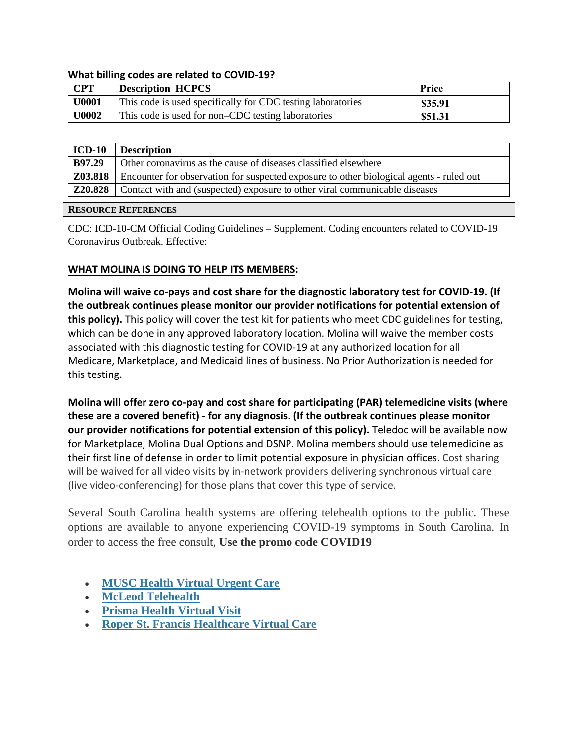**What billing codes are related to COVID-19?**

| CPT | Description HCPCS | Price |
|---|---|---|
| **U0001** | This code is used specifically for CDC testing laboratories | **$35.91** |
| **U0002** | This code is used for non–CDC testing laboratories | **$51.31** |

| ICD-10 | Description |
|---|---|
| **B97.29** | Other coronavirus as the cause of diseases classified elsewhere |
| **Z03.818** | Encounter for observation for suspected exposure to other biological agents - ruled out |
| **Z20.828** | Contact with and (suspected) exposure to other viral communicable diseases |

**RESOURCE REFERENCES**

CDC: ICD-10-CM Official Coding Guidelines – Supplement. Coding encounters related to COVID-19 Coronavirus Outbreak. Effective:

**WHAT MOLINA IS DOING TO HELP ITS MEMBERS:**

**Molina will waive co-pays and cost share for the diagnostic laboratory test for COVID-19. (If the outbreak continues please monitor our provider notifications for potential extension of this policy).** This policy will cover the test kit for patients who meet CDC guidelines for testing, which can be done in any approved laboratory location. Molina will waive the member costs associated with this diagnostic testing for COVID-19 at any authorized location for all Medicare, Marketplace, and Medicaid lines of business. No Prior Authorization is needed for this testing.

**Molina will offer zero co-pay and cost share for participating (PAR) telemedicine visits (where these are a covered benefit) - for any diagnosis. (If the outbreak continues please monitor our provider notifications for potential extension of this policy).** Teledoc will be available now for Marketplace, Molina Dual Options and DSNP. Molina members should use telemedicine as their first line of defense in order to limit potential exposure in physician offices. Cost sharing will be waived for all video visits by in-network providers delivering synchronous virtual care (live video-conferencing) for those plans that cover this type of service.

Several South Carolina health systems are offering telehealth options to the public. These options are available to anyone experiencing COVID-19 symptoms in South Carolina. In order to access the free consult, **Use the promo code COVID19**

- **MUSC Health Virtual Urgent Care**
- **McLeod Telehealth**
- **Prisma Health Virtual Visit**
- **Roper St. Francis Healthcare Virtual Care**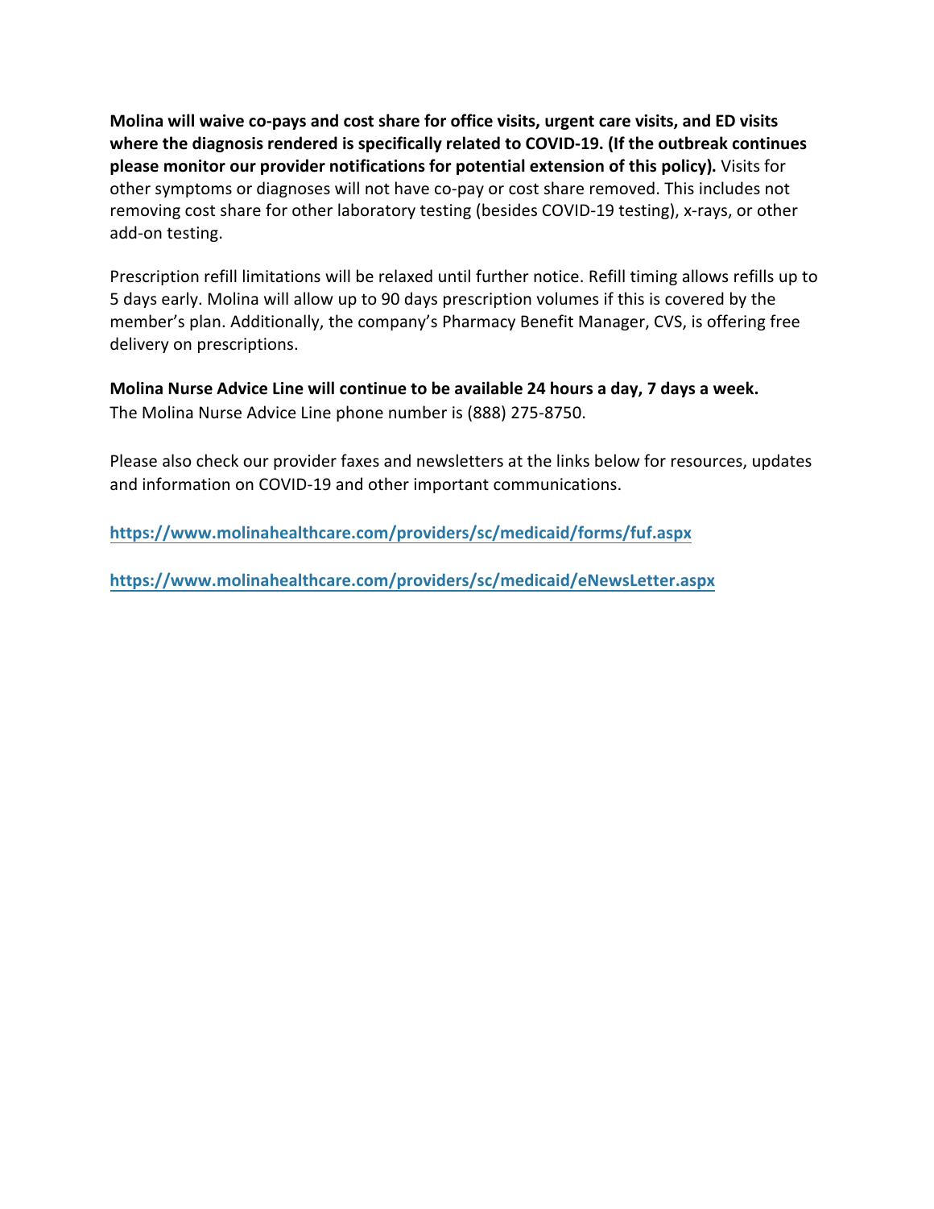**Molina will waive co-pays and cost share for office visits, urgent care visits, and ED visits where the diagnosis rendered is specifically related to COVID-19. (If the outbreak continues please monitor our provider notifications for potential extension of this policy).** Visits for other symptoms or diagnoses will not have co-pay or cost share removed. This includes not removing cost share for other laboratory testing (besides COVID-19 testing), x-rays, or other add-on testing.

Prescription refill limitations will be relaxed until further notice. Refill timing allows refills up to 5 days early. Molina will allow up to 90 days prescription volumes if this is covered by the member's plan. Additionally, the company's Pharmacy Benefit Manager, CVS, is offering free delivery on prescriptions.

**Molina Nurse Advice Line will continue to be available 24 hours a day, 7 days a week.**
The Molina Nurse Advice Line phone number is (888) 275-8750.

Please also check our provider faxes and newsletters at the links below for resources, updates and information on COVID-19 and other important communications.

**https://www.molinahealthcare.com/providers/sc/medicaid/forms/fuf.aspx**

**https://www.molinahealthcare.com/providers/sc/medicaid/eNewsLetter.aspx**